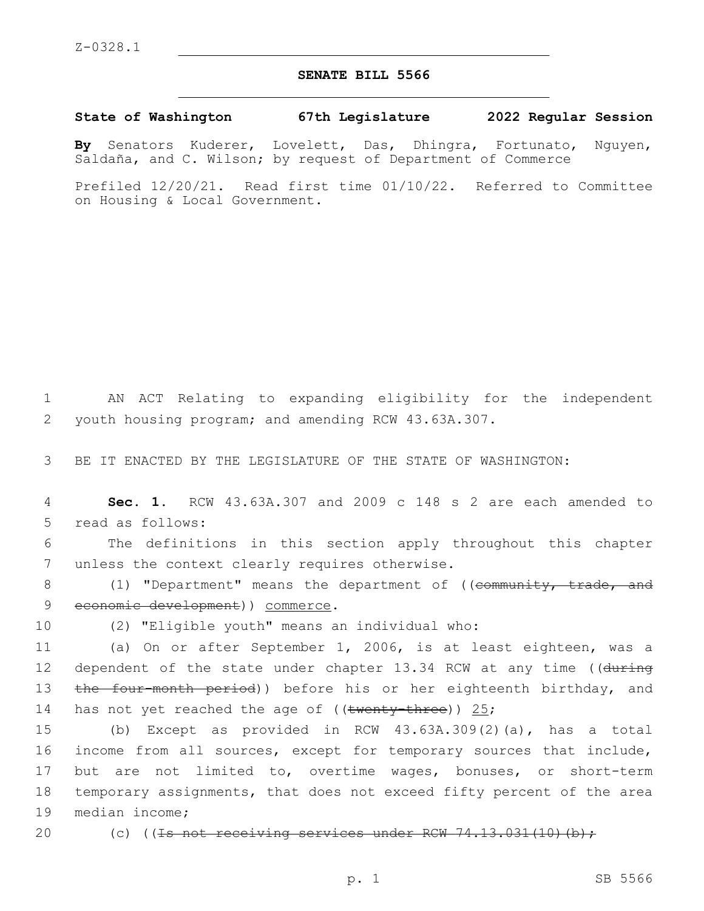Z-0328.1

**SENATE BILL 5566**

**State of Washington 67th Legislature 2022 Regular Session**

**By** Senators Kuderer, Lovelett, Das, Dhingra, Fortunato, Nguyen, Saldaña, and C. Wilson; by request of Department of Commerce

Prefiled 12/20/21. Read first time 01/10/22. Referred to Committee on Housing & Local Government.

AN ACT Relating to expanding eligibility for the independent youth housing program; and amending RCW 43.63A.307.

BE IT ENACTED BY THE LEGISLATURE OF THE STATE OF WASHINGTON:

**Sec. 1.** RCW 43.63A.307 and 2009 c 148 s 2 are each amended to read as follows:

The definitions in this section apply throughout this chapter unless the context clearly requires otherwise.

(1) "Department" means the department of ((~~community, trade, and economic development~~)) <u>commerce</u>.

(2) "Eligible youth" means an individual who:

(a) On or after September 1, 2006, is at least eighteen, was a dependent of the state under chapter 13.34 RCW at any time ((~~during the four-month period~~)) before his or her eighteenth birthday, and has not yet reached the age of ((~~twenty-three~~)) <u>25</u>;

(b) Except as provided in RCW 43.63A.309(2)(a), has a total income from all sources, except for temporary sources that include, but are not limited to, overtime wages, bonuses, or short-term temporary assignments, that does not exceed fifty percent of the area median income;

(c) ((~~Is not receiving services under RCW 74.13.031(10)(b);~~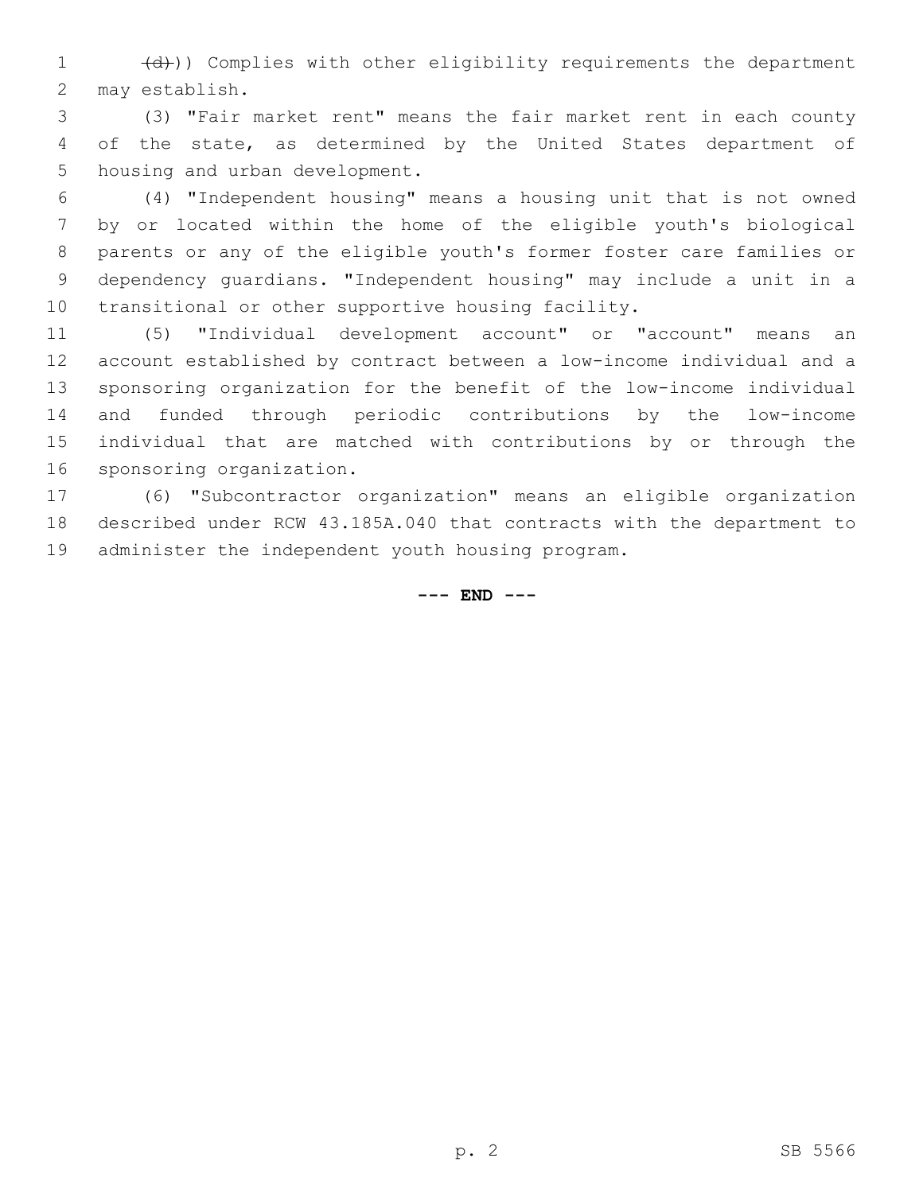((~~(d)~~)) Complies with other eligibility requirements the department may establish.

(3) "Fair market rent" means the fair market rent in each county of the state, as determined by the United States department of housing and urban development.

(4) "Independent housing" means a housing unit that is not owned by or located within the home of the eligible youth's biological parents or any of the eligible youth's former foster care families or dependency guardians. "Independent housing" may include a unit in a transitional or other supportive housing facility.

(5) "Individual development account" or "account" means an account established by contract between a low-income individual and a sponsoring organization for the benefit of the low-income individual and funded through periodic contributions by the low-income individual that are matched with contributions by or through the sponsoring organization.

(6) "Subcontractor organization" means an eligible organization described under RCW 43.185A.040 that contracts with the department to administer the independent youth housing program.

**--- END ---**